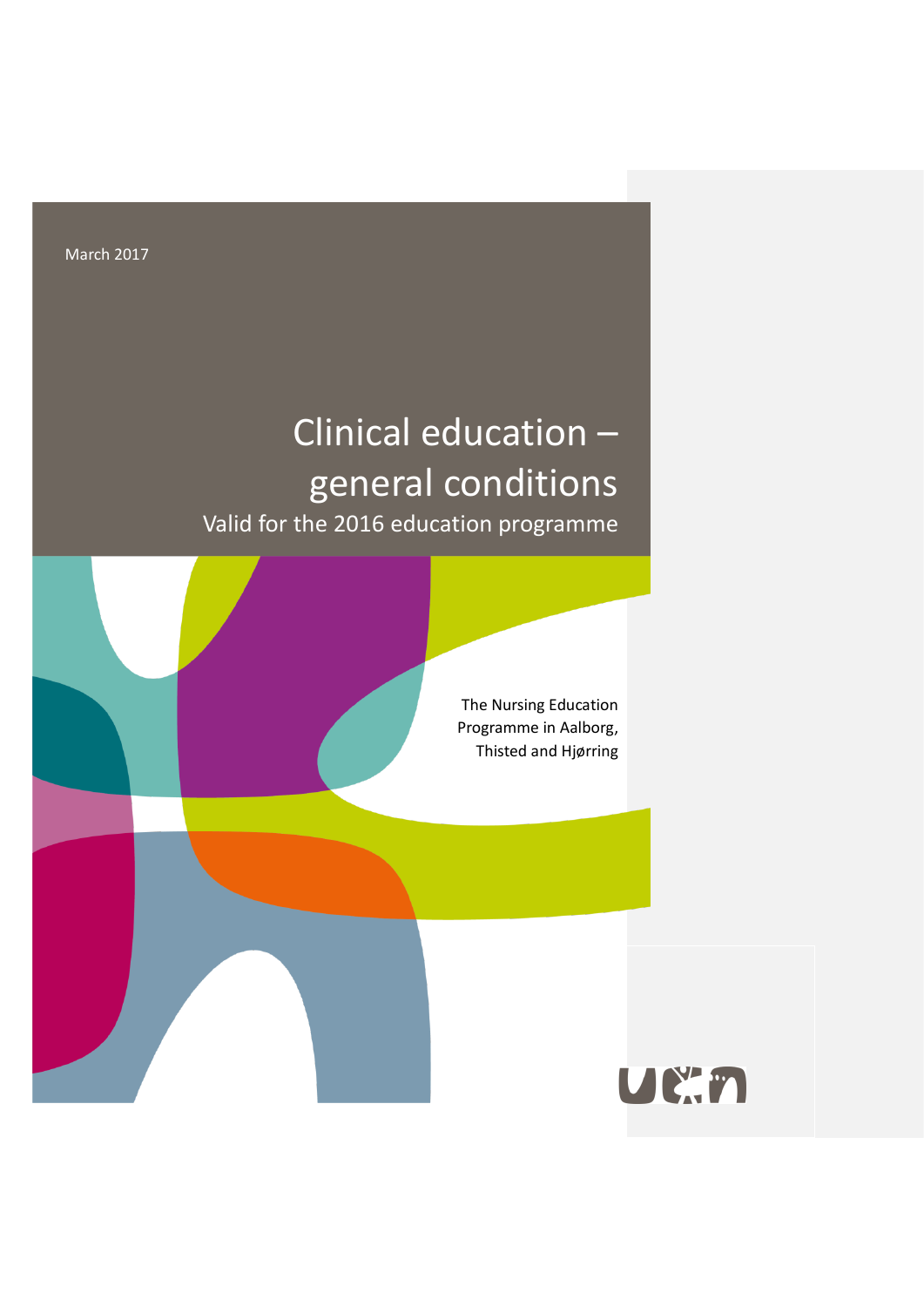March 2017

# Clinical education – general conditions

## Valid for the 2016 education programme

The Nursing Education Programme in Aalborg, Thisted and Hjørring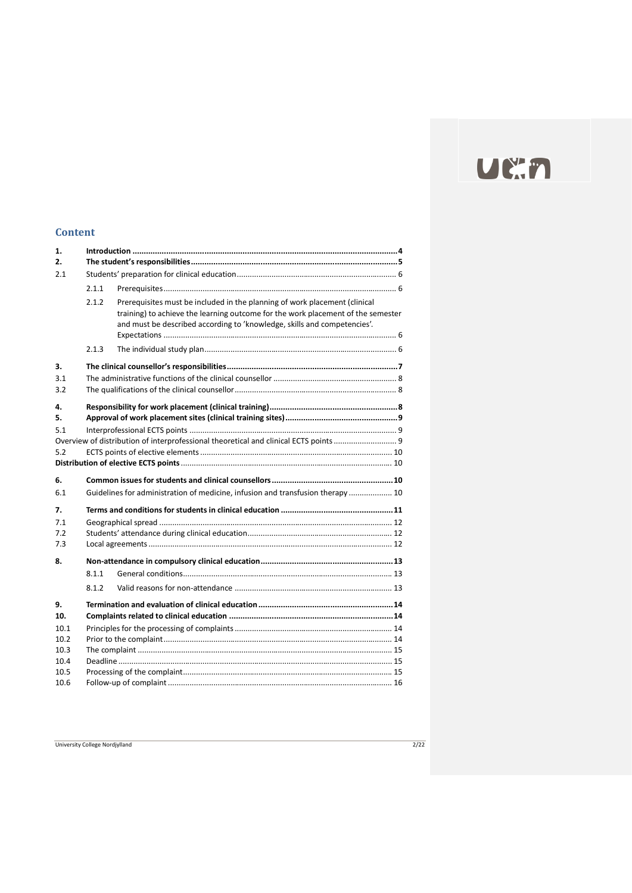## Content

| | | | |
|---|---|---|---|
| **1.** | **Introduction** | | **4** |
| **2.** | **The student's responsibilities** | | **5** |
| 2.1 | Students' preparation for clinical education | | 6 |
| | 2.1.1 | Prerequisites | 6 |
| | 2.1.2 | Prerequisites must be included in the planning of work placement (clinical training) to achieve the learning outcome for the work placement of the semester and must be described according to 'knowledge, skills and competencies'. Expectations | 6 |
| | 2.1.3 | The individual study plan | 6 |
| **3.** | **The clinical counsellor's responsibilities** | | **7** |
| 3.1 | The administrative functions of the clinical counsellor | | 8 |
| 3.2 | The qualifications of the clinical counsellor | | 8 |
| **4.** | **Responsibility for work placement (clinical training)** | | **8** |
| **5.** | **Approval of work placement sites (clinical training sites)** | | **9** |
| 5.1 | Interprofessional ECTS points | | 9 |
| | Overview of distribution of interprofessional theoretical and clinical ECTS points | | 9 |
| 5.2 | ECTS points of elective elements | | 10 |
| | **Distribution of elective ECTS points** | | 10 |
| **6.** | **Common issues for students and clinical counsellors** | | **10** |
| 6.1 | Guidelines for administration of medicine, infusion and transfusion therapy | | 10 |
| **7.** | **Terms and conditions for students in clinical education** | | **11** |
| 7.1 | Geographical spread | | 12 |
| 7.2 | Students' attendance during clinical education | | 12 |
| 7.3 | Local agreements | | 12 |
| **8.** | **Non-attendance in compulsory clinical education** | | **13** |
| | 8.1.1 | General conditions | 13 |
| | 8.1.2 | Valid reasons for non-attendance | 13 |
| **9.** | **Termination and evaluation of clinical education** | | **14** |
| **10.** | **Complaints related to clinical education** | | **14** |
| 10.1 | Principles for the processing of complaints | | 14 |
| 10.2 | Prior to the complaint | | 14 |
| 10.3 | The complaint | | 15 |
| 10.4 | Deadline | | 15 |
| 10.5 | Processing of the complaint | | 15 |
| 10.6 | Follow-up of complaint | | 16 |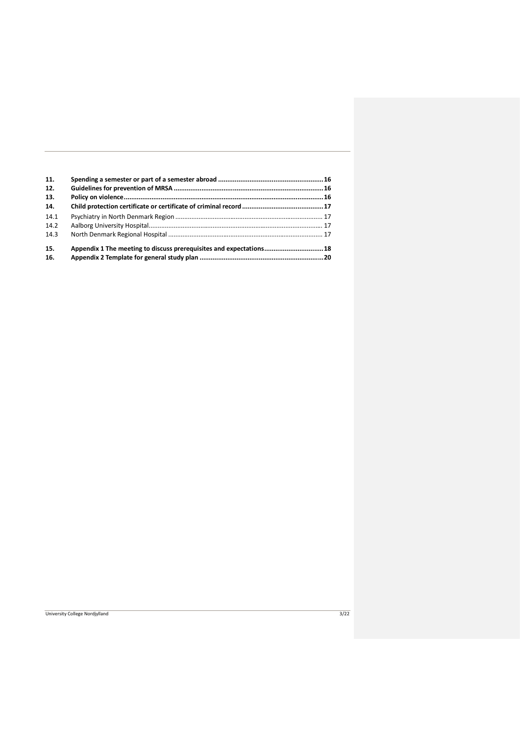| | | |
|---|---|---|
| **11.** | **Spending a semester or part of a semester abroad** | **16** |
| **12.** | **Guidelines for prevention of MRSA** | **16** |
| **13.** | **Policy on violence** | **16** |
| **14.** | **Child protection certificate or certificate of criminal record** | **17** |
| 14.1 | Psychiatry in North Denmark Region | 17 |
| 14.2 | Aalborg University Hospital | 17 |
| 14.3 | North Denmark Regional Hospital | 17 |
| **15.** | **Appendix 1 The meeting to discuss prerequisites and expectations** | **18** |
| **16.** | **Appendix 2 Template for general study plan** | **20** |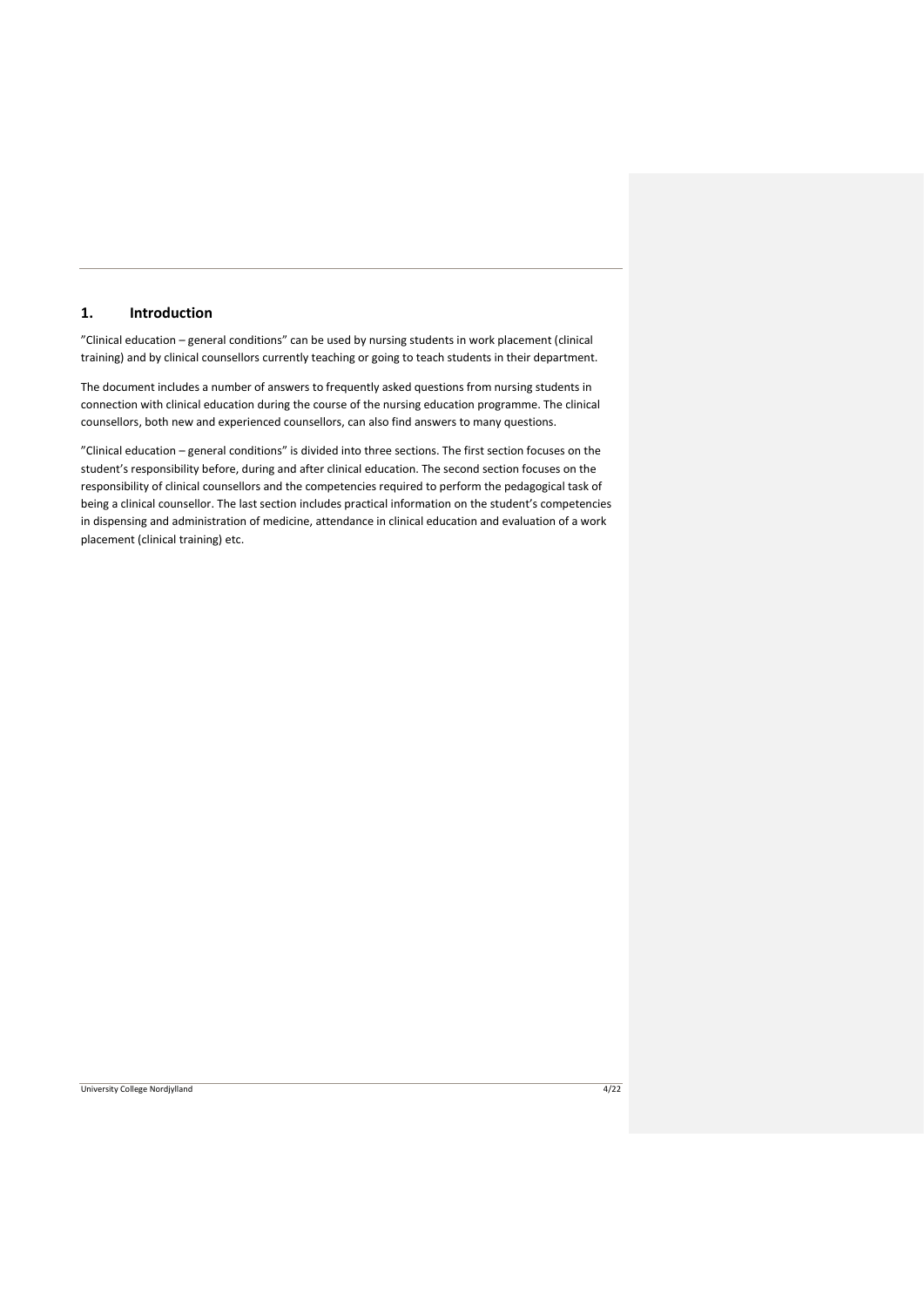## 1. Introduction

”Clinical education – general conditions” can be used by nursing students in work placement (clinical training) and by clinical counsellors currently teaching or going to teach students in their department.

The document includes a number of answers to frequently asked questions from nursing students in connection with clinical education during the course of the nursing education programme. The clinical counsellors, both new and experienced counsellors, can also find answers to many questions.

”Clinical education – general conditions” is divided into three sections. The first section focuses on the student's responsibility before, during and after clinical education. The second section focuses on the responsibility of clinical counsellors and the competencies required to perform the pedagogical task of being a clinical counsellor. The last section includes practical information on the student's competencies in dispensing and administration of medicine, attendance in clinical education and evaluation of a work placement (clinical training) etc.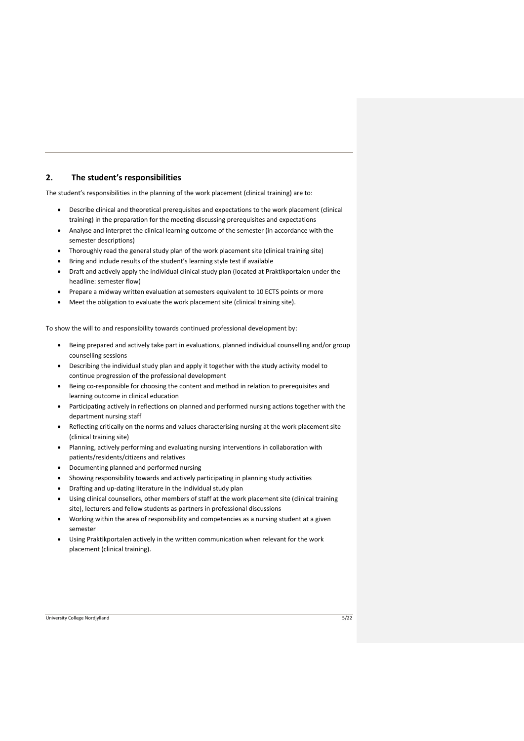## 2. The student's responsibilities

The student's responsibilities in the planning of the work placement (clinical training) are to:

- Describe clinical and theoretical prerequisites and expectations to the work placement (clinical training) in the preparation for the meeting discussing prerequisites and expectations
- Analyse and interpret the clinical learning outcome of the semester (in accordance with the semester descriptions)
- Thoroughly read the general study plan of the work placement site (clinical training site)
- Bring and include results of the student's learning style test if available
- Draft and actively apply the individual clinical study plan (located at Praktikportalen under the headline: semester flow)
- Prepare a midway written evaluation at semesters equivalent to 10 ECTS points or more
- Meet the obligation to evaluate the work placement site (clinical training site).

To show the will to and responsibility towards continued professional development by:

- Being prepared and actively take part in evaluations, planned individual counselling and/or group counselling sessions
- Describing the individual study plan and apply it together with the study activity model to continue progression of the professional development
- Being co-responsible for choosing the content and method in relation to prerequisites and learning outcome in clinical education
- Participating actively in reflections on planned and performed nursing actions together with the department nursing staff
- Reflecting critically on the norms and values characterising nursing at the work placement site (clinical training site)
- Planning, actively performing and evaluating nursing interventions in collaboration with patients/residents/citizens and relatives
- Documenting planned and performed nursing
- Showing responsibility towards and actively participating in planning study activities
- Drafting and up-dating literature in the individual study plan
- Using clinical counsellors, other members of staff at the work placement site (clinical training site), lecturers and fellow students as partners in professional discussions
- Working within the area of responsibility and competencies as a nursing student at a given semester
- Using Praktikportalen actively in the written communication when relevant for the work placement (clinical training).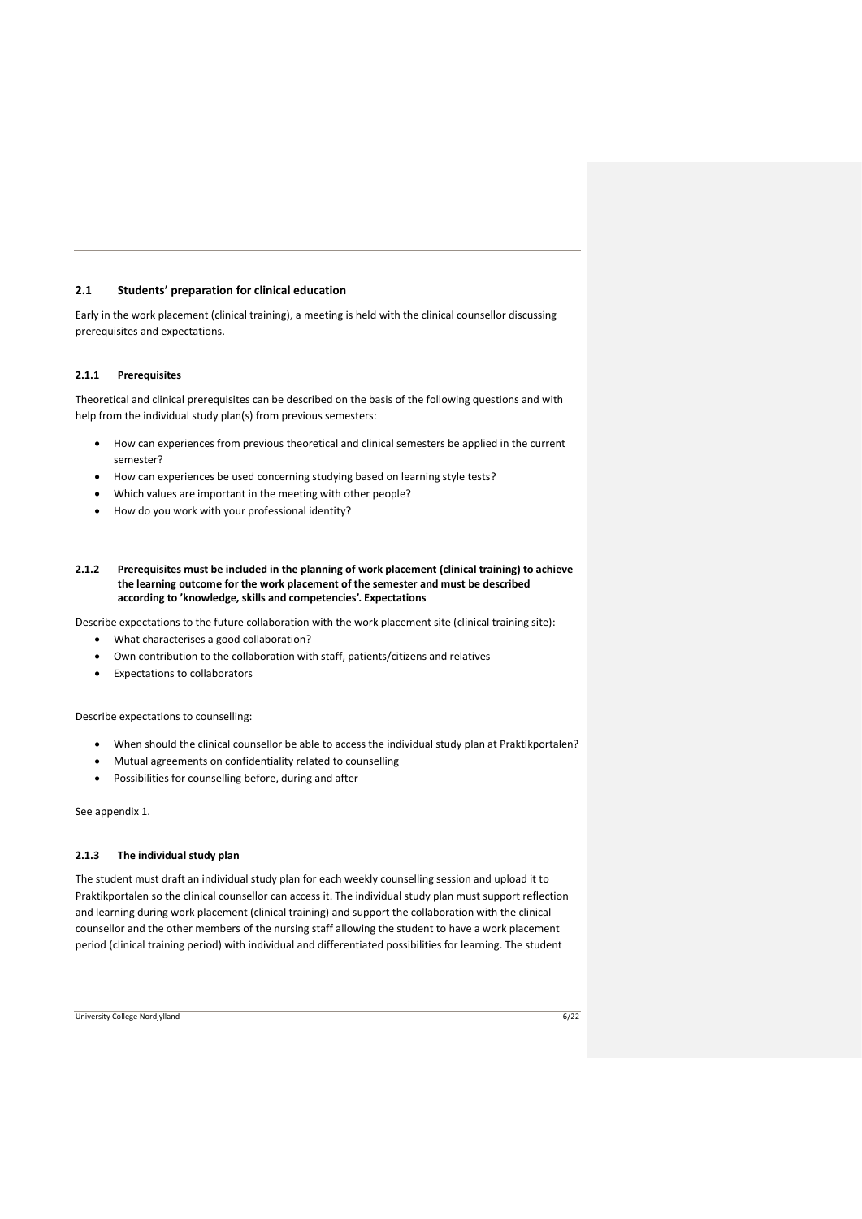## 2.1 Students' preparation for clinical education

Early in the work placement (clinical training), a meeting is held with the clinical counsellor discussing prerequisites and expectations.

### 2.1.1 Prerequisites

Theoretical and clinical prerequisites can be described on the basis of the following questions and with help from the individual study plan(s) from previous semesters:

- How can experiences from previous theoretical and clinical semesters be applied in the current semester?
- How can experiences be used concerning studying based on learning style tests?
- Which values are important in the meeting with other people?
- How do you work with your professional identity?

### 2.1.2 Prerequisites must be included in the planning of work placement (clinical training) to achieve the learning outcome for the work placement of the semester and must be described according to 'knowledge, skills and competencies'. Expectations

Describe expectations to the future collaboration with the work placement site (clinical training site):

- What characterises a good collaboration?
- Own contribution to the collaboration with staff, patients/citizens and relatives
- Expectations to collaborators

Describe expectations to counselling:

- When should the clinical counsellor be able to access the individual study plan at Praktikportalen?
- Mutual agreements on confidentiality related to counselling
- Possibilities for counselling before, during and after

See appendix 1.

### 2.1.3 The individual study plan

The student must draft an individual study plan for each weekly counselling session and upload it to Praktikportalen so the clinical counsellor can access it. The individual study plan must support reflection and learning during work placement (clinical training) and support the collaboration with the clinical counsellor and the other members of the nursing staff allowing the student to have a work placement period (clinical training period) with individual and differentiated possibilities for learning. The student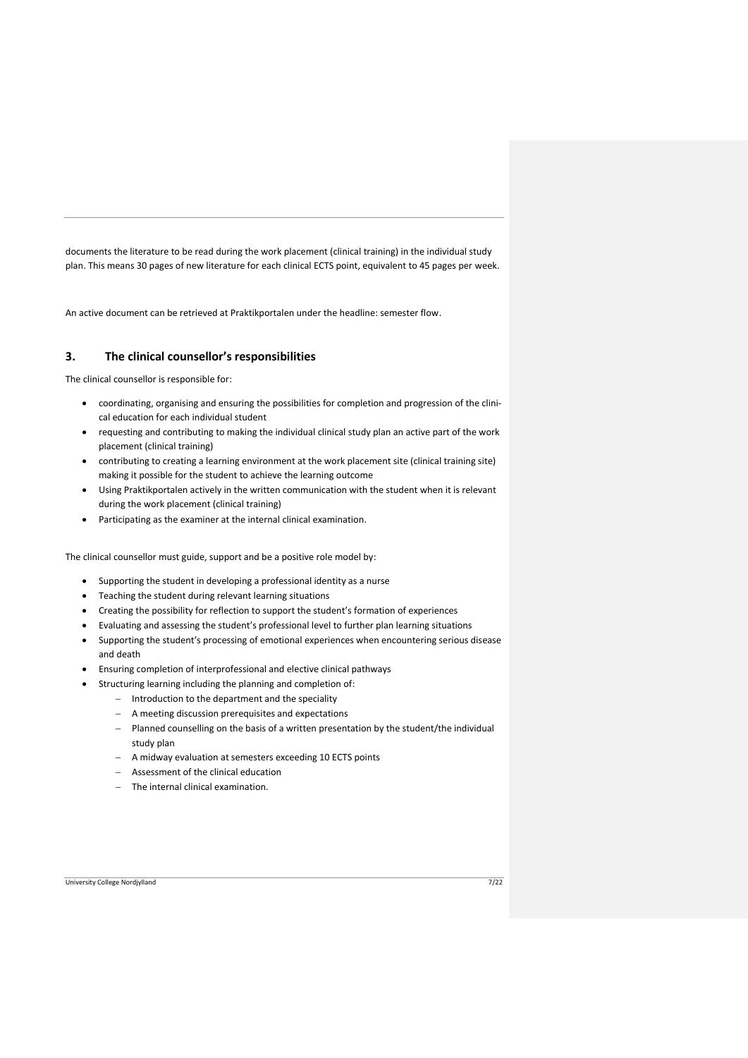documents the literature to be read during the work placement (clinical training) in the individual study plan. This means 30 pages of new literature for each clinical ECTS point, equivalent to 45 pages per week.

An active document can be retrieved at Praktikportalen under the headline: semester flow.

## 3. The clinical counsellor's responsibilities

The clinical counsellor is responsible for:

- coordinating, organising and ensuring the possibilities for completion and progression of the clinical education for each individual student
- requesting and contributing to making the individual clinical study plan an active part of the work placement (clinical training)
- contributing to creating a learning environment at the work placement site (clinical training site) making it possible for the student to achieve the learning outcome
- Using Praktikportalen actively in the written communication with the student when it is relevant during the work placement (clinical training)
- Participating as the examiner at the internal clinical examination.

The clinical counsellor must guide, support and be a positive role model by:

- Supporting the student in developing a professional identity as a nurse
- Teaching the student during relevant learning situations
- Creating the possibility for reflection to support the student's formation of experiences
- Evaluating and assessing the student's professional level to further plan learning situations
- Supporting the student's processing of emotional experiences when encountering serious disease and death
- Ensuring completion of interprofessional and elective clinical pathways
- Structuring learning including the planning and completion of:
  - Introduction to the department and the speciality
  - A meeting discussion prerequisites and expectations
  - Planned counselling on the basis of a written presentation by the student/the individual study plan
  - A midway evaluation at semesters exceeding 10 ECTS points
  - Assessment of the clinical education
  - The internal clinical examination.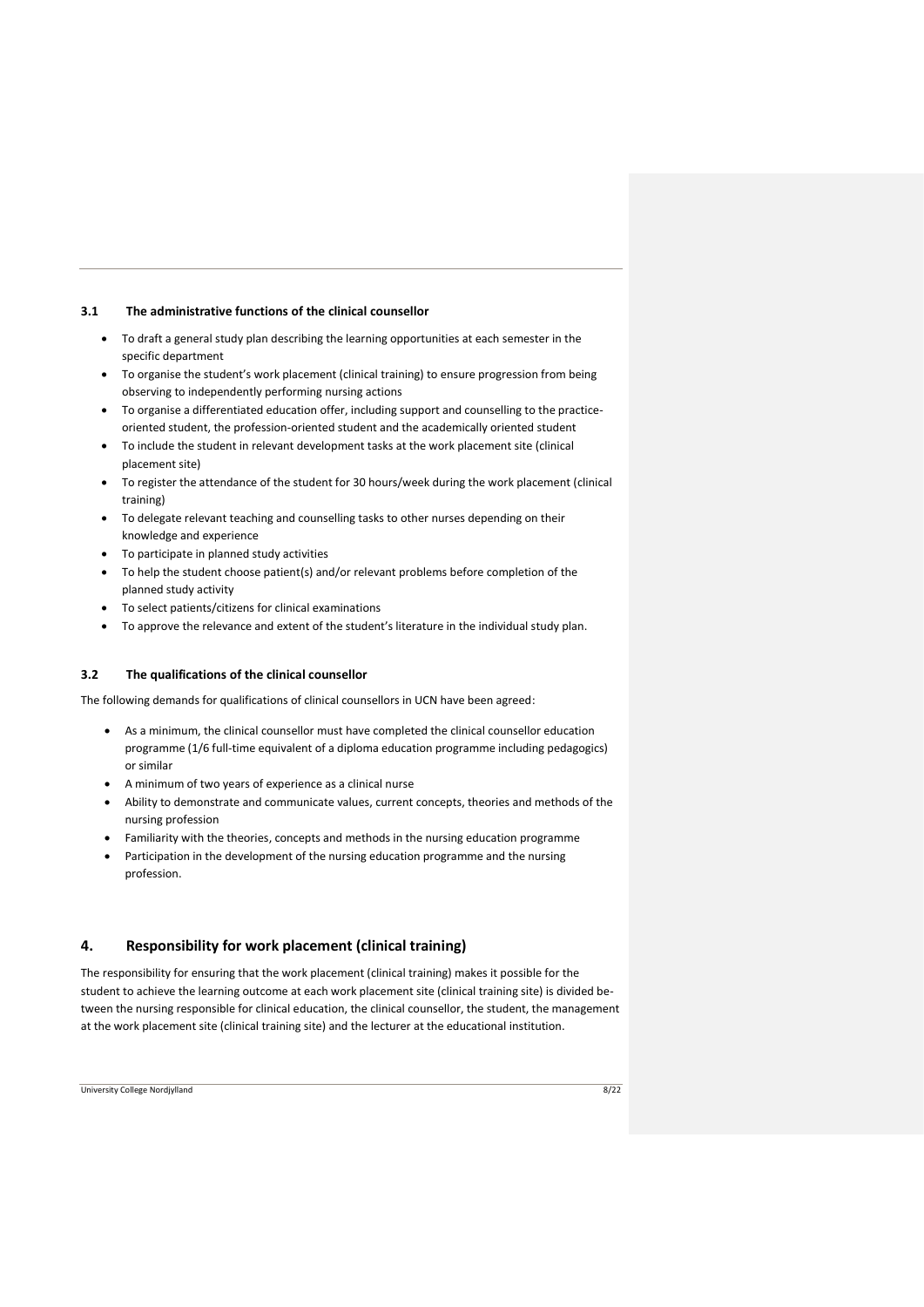### 3.1 The administrative functions of the clinical counsellor

- To draft a general study plan describing the learning opportunities at each semester in the specific department
- To organise the student's work placement (clinical training) to ensure progression from being observing to independently performing nursing actions
- To organise a differentiated education offer, including support and counselling to the practice-oriented student, the profession-oriented student and the academically oriented student
- To include the student in relevant development tasks at the work placement site (clinical placement site)
- To register the attendance of the student for 30 hours/week during the work placement (clinical training)
- To delegate relevant teaching and counselling tasks to other nurses depending on their knowledge and experience
- To participate in planned study activities
- To help the student choose patient(s) and/or relevant problems before completion of the planned study activity
- To select patients/citizens for clinical examinations
- To approve the relevance and extent of the student's literature in the individual study plan.

### 3.2 The qualifications of the clinical counsellor

The following demands for qualifications of clinical counsellors in UCN have been agreed:

- As a minimum, the clinical counsellor must have completed the clinical counsellor education programme (1/6 full-time equivalent of a diploma education programme including pedagogics) or similar
- A minimum of two years of experience as a clinical nurse
- Ability to demonstrate and communicate values, current concepts, theories and methods of the nursing profession
- Familiarity with the theories, concepts and methods in the nursing education programme
- Participation in the development of the nursing education programme and the nursing profession.

## 4. Responsibility for work placement (clinical training)

The responsibility for ensuring that the work placement (clinical training) makes it possible for the student to achieve the learning outcome at each work placement site (clinical training site) is divided between the nursing responsible for clinical education, the clinical counsellor, the student, the management at the work placement site (clinical training site) and the lecturer at the educational institution.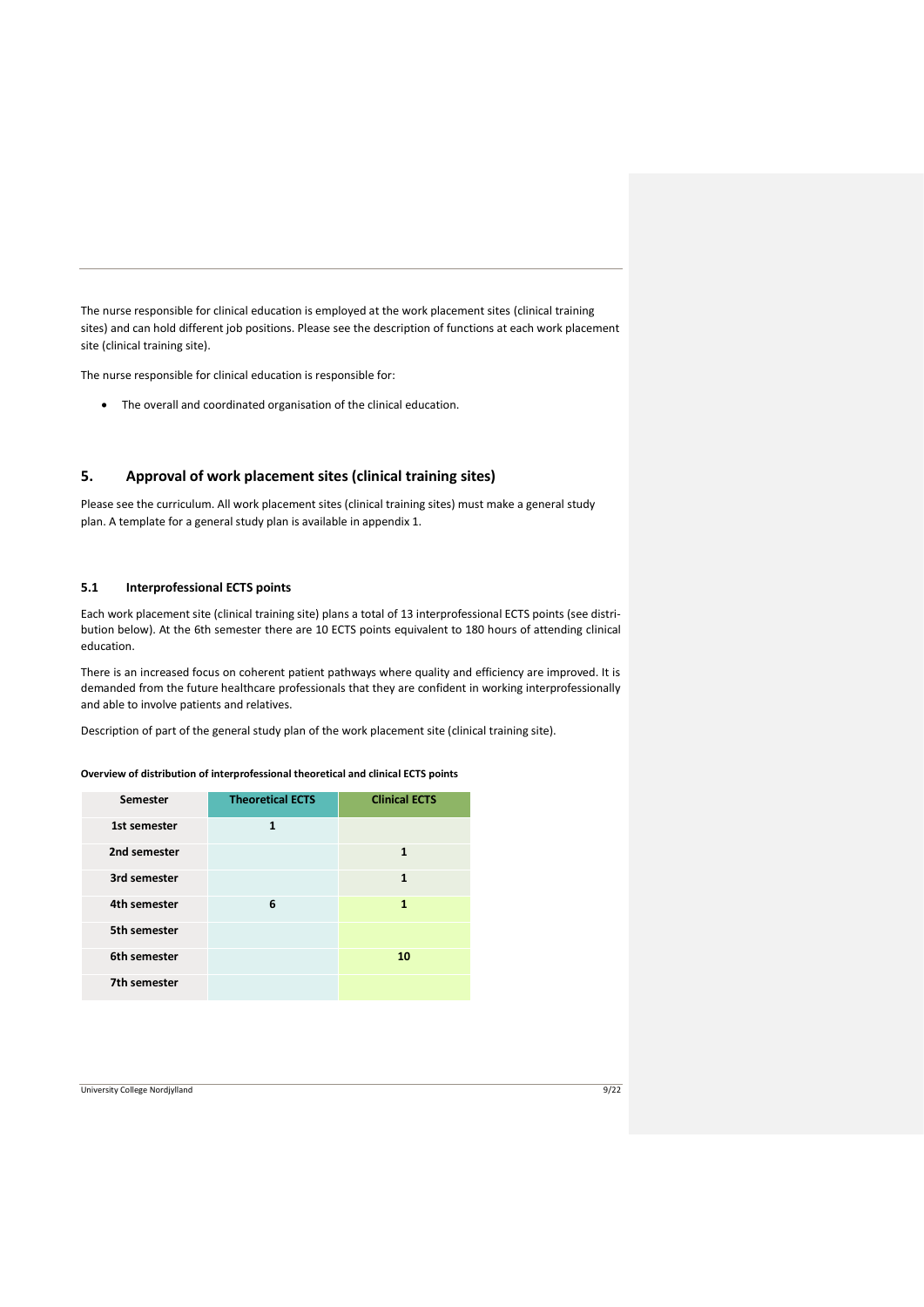The nurse responsible for clinical education is employed at the work placement sites (clinical training sites) and can hold different job positions. Please see the description of functions at each work placement site (clinical training site).

The nurse responsible for clinical education is responsible for:

- The overall and coordinated organisation of the clinical education.

## 5. Approval of work placement sites (clinical training sites)

Please see the curriculum. All work placement sites (clinical training sites) must make a general study plan. A template for a general study plan is available in appendix 1.

### 5.1 Interprofessional ECTS points

Each work placement site (clinical training site) plans a total of 13 interprofessional ECTS points (see distribution below). At the 6th semester there are 10 ECTS points equivalent to 180 hours of attending clinical education.

There is an increased focus on coherent patient pathways where quality and efficiency are improved. It is demanded from the future healthcare professionals that they are confident in working interprofessionally and able to involve patients and relatives.

Description of part of the general study plan of the work placement site (clinical training site).

**Overview of distribution of interprofessional theoretical and clinical ECTS points**

| Semester | Theoretical ECTS | Clinical ECTS |
|---|---|---|
| 1st semester | 1 | |
| 2nd semester | | 1 |
| 3rd semester | | 1 |
| 4th semester | 6 | 1 |
| 5th semester | | |
| 6th semester | | 10 |
| 7th semester | | |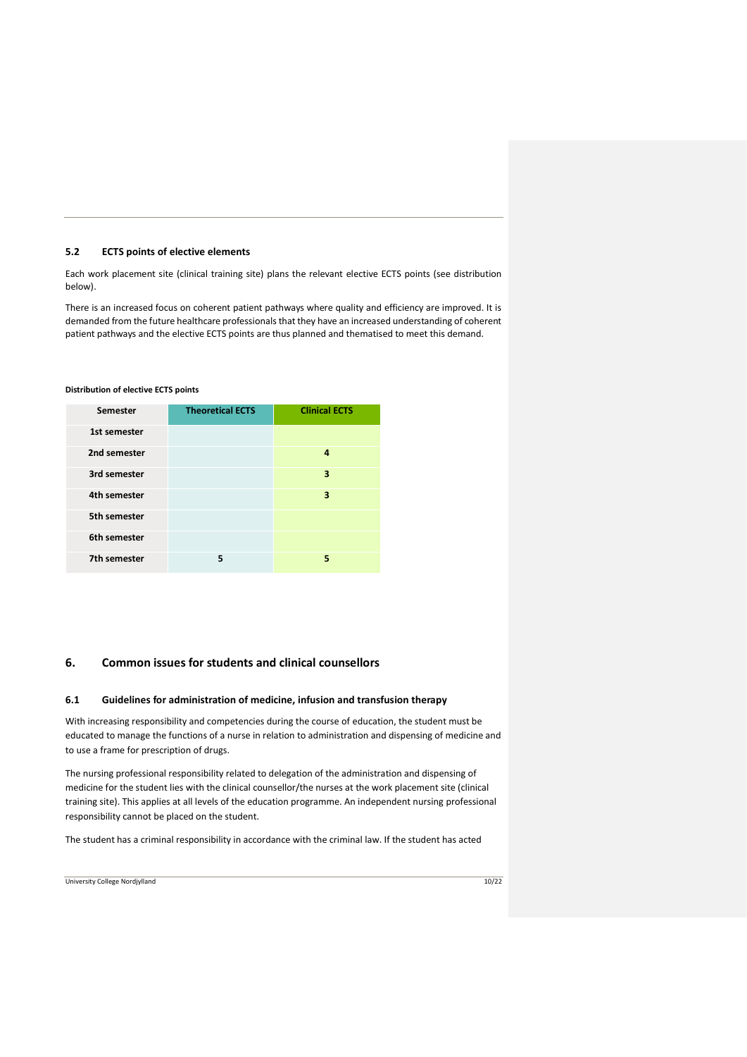### 5.2 ECTS points of elective elements

Each work placement site (clinical training site) plans the relevant elective ECTS points (see distribution below).

There is an increased focus on coherent patient pathways where quality and efficiency are improved. It is demanded from the future healthcare professionals that they have an increased understanding of coherent patient pathways and the elective ECTS points are thus planned and thematised to meet this demand.

**Distribution of elective ECTS points**

| Semester | Theoretical ECTS | Clinical ECTS |
|---|---|---|
| 1st semester | | |
| 2nd semester | | 4 |
| 3rd semester | | 3 |
| 4th semester | | 3 |
| 5th semester | | |
| 6th semester | | |
| 7th semester | 5 | 5 |

## 6. Common issues for students and clinical counsellors

### 6.1 Guidelines for administration of medicine, infusion and transfusion therapy

With increasing responsibility and competencies during the course of education, the student must be educated to manage the functions of a nurse in relation to administration and dispensing of medicine and to use a frame for prescription of drugs.

The nursing professional responsibility related to delegation of the administration and dispensing of medicine for the student lies with the clinical counsellor/the nurses at the work placement site (clinical training site). This applies at all levels of the education programme. An independent nursing professional responsibility cannot be placed on the student.

The student has a criminal responsibility in accordance with the criminal law. If the student has acted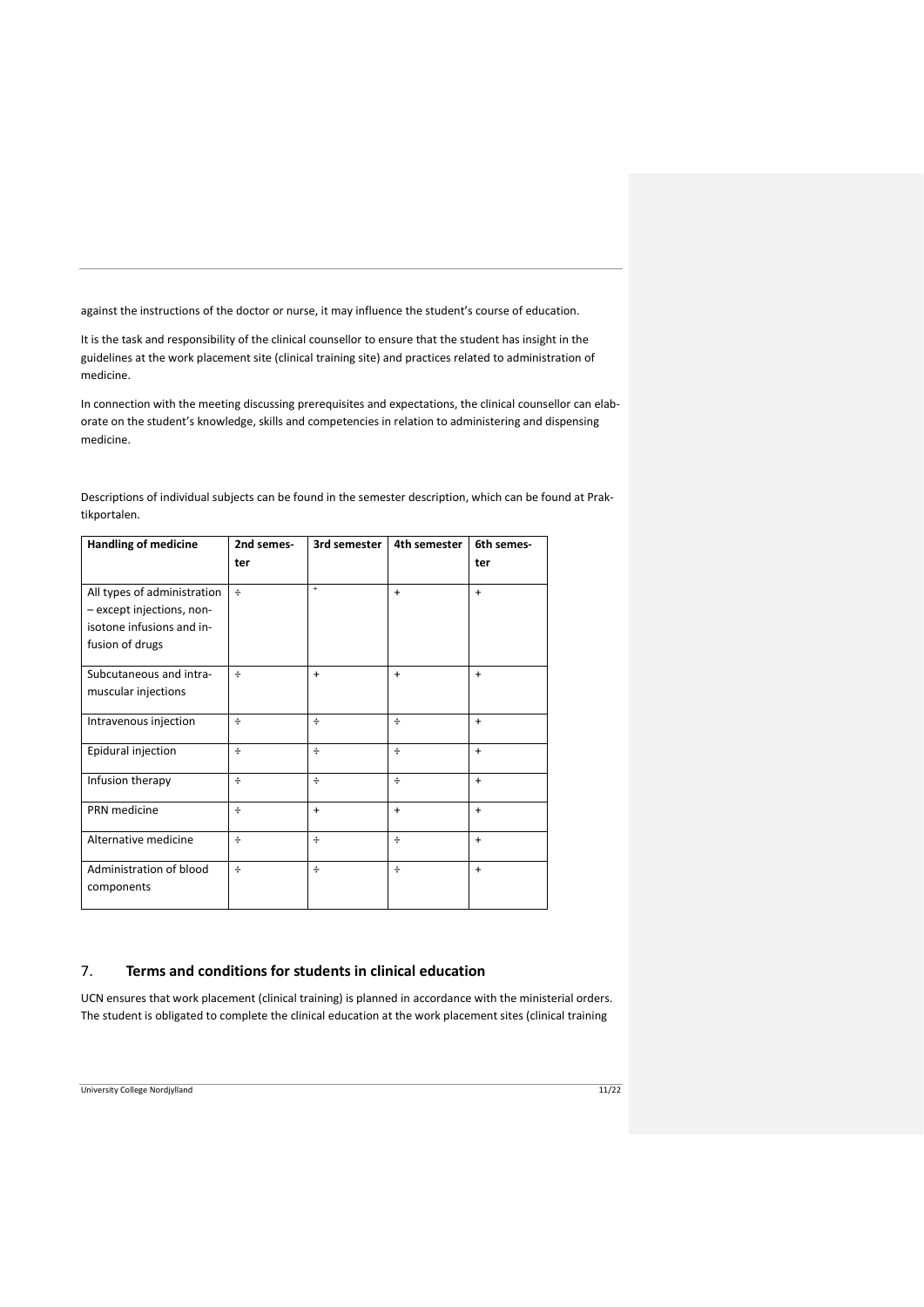against the instructions of the doctor or nurse, it may influence the student's course of education.

It is the task and responsibility of the clinical counsellor to ensure that the student has insight in the guidelines at the work placement site (clinical training site) and practices related to administration of medicine.

In connection with the meeting discussing prerequisites and expectations, the clinical counsellor can elaborate on the student's knowledge, skills and competencies in relation to administering and dispensing medicine.

Descriptions of individual subjects can be found in the semester description, which can be found at Praktikportalen.

| Handling of medicine | 2nd semester | 3rd semester | 4th semester | 6th semester |
|---|---|---|---|---|
| All types of administration – except injections, non-isotone infusions and infusion of drugs | ÷ | + | + | + |
| Subcutaneous and intramuscular injections | ÷ | + | + | + |
| Intravenous injection | ÷ | ÷ | ÷ | + |
| Epidural injection | ÷ | ÷ | ÷ | + |
| Infusion therapy | ÷ | ÷ | ÷ | + |
| PRN medicine | ÷ | + | + | + |
| Alternative medicine | ÷ | ÷ | ÷ | + |
| Administration of blood components | ÷ | ÷ | ÷ | + |

## 7. Terms and conditions for students in clinical education

UCN ensures that work placement (clinical training) is planned in accordance with the ministerial orders. The student is obligated to complete the clinical education at the work placement sites (clinical training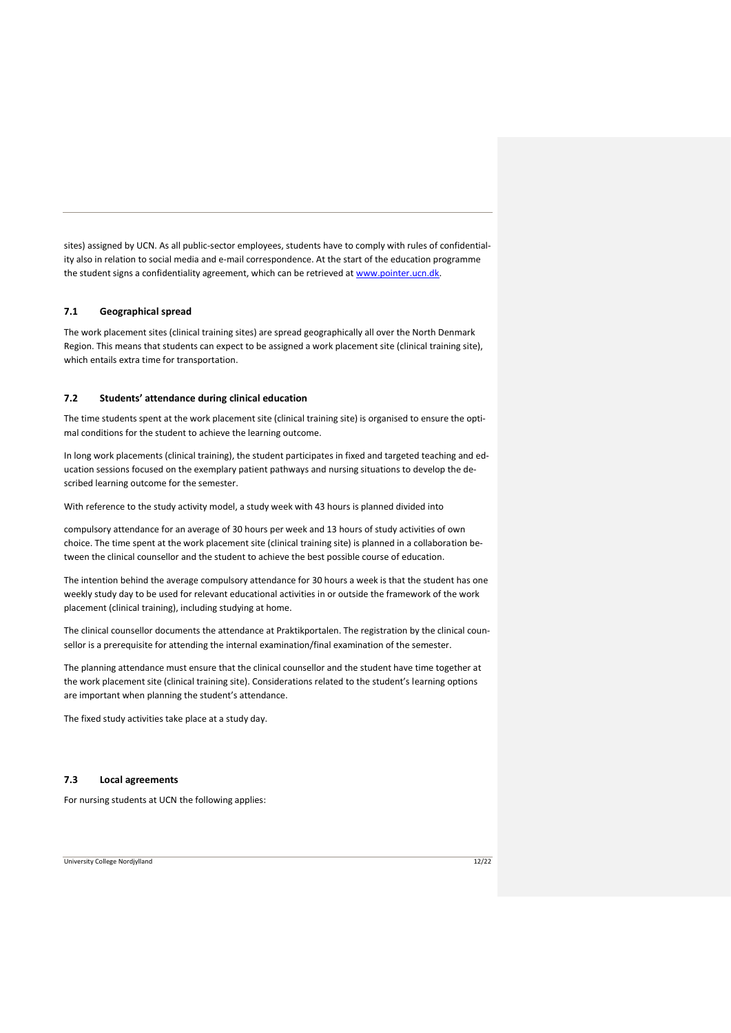sites) assigned by UCN. As all public-sector employees, students have to comply with rules of confidentiality also in relation to social media and e-mail correspondence. At the start of the education programme the student signs a confidentiality agreement, which can be retrieved at [www.pointer.ucn.dk](www.pointer.ucn.dk).

## 7.1 Geographical spread

The work placement sites (clinical training sites) are spread geographically all over the North Denmark Region. This means that students can expect to be assigned a work placement site (clinical training site), which entails extra time for transportation.

## 7.2 Students' attendance during clinical education

The time students spent at the work placement site (clinical training site) is organised to ensure the optimal conditions for the student to achieve the learning outcome.

In long work placements (clinical training), the student participates in fixed and targeted teaching and education sessions focused on the exemplary patient pathways and nursing situations to develop the described learning outcome for the semester.

With reference to the study activity model, a study week with 43 hours is planned divided into

compulsory attendance for an average of 30 hours per week and 13 hours of study activities of own choice. The time spent at the work placement site (clinical training site) is planned in a collaboration between the clinical counsellor and the student to achieve the best possible course of education.

The intention behind the average compulsory attendance for 30 hours a week is that the student has one weekly study day to be used for relevant educational activities in or outside the framework of the work placement (clinical training), including studying at home.

The clinical counsellor documents the attendance at Praktikportalen. The registration by the clinical counsellor is a prerequisite for attending the internal examination/final examination of the semester.

The planning attendance must ensure that the clinical counsellor and the student have time together at the work placement site (clinical training site). Considerations related to the student's learning options are important when planning the student's attendance.

The fixed study activities take place at a study day.

## 7.3 Local agreements

For nursing students at UCN the following applies: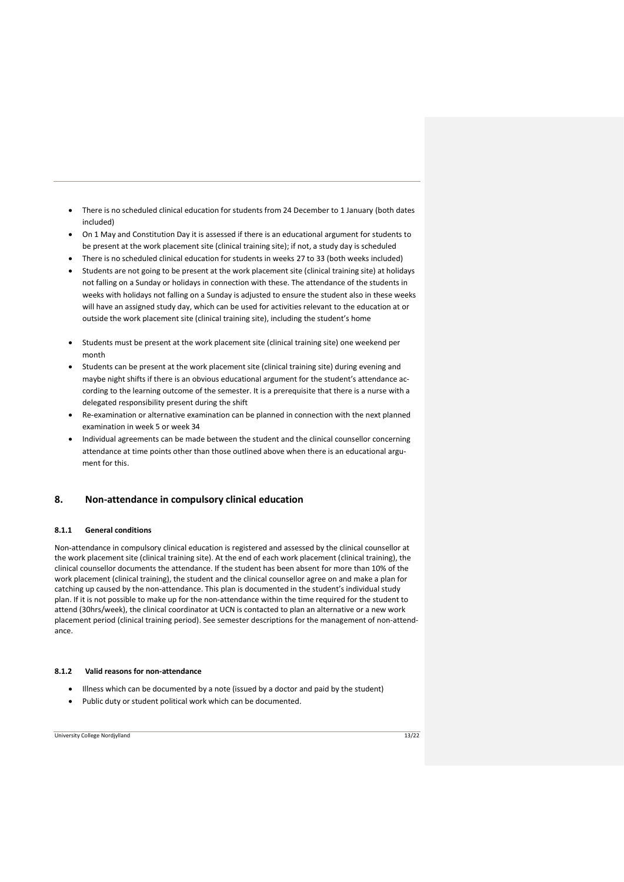- There is no scheduled clinical education for students from 24 December to 1 January (both dates included)
- On 1 May and Constitution Day it is assessed if there is an educational argument for students to be present at the work placement site (clinical training site); if not, a study day is scheduled
- There is no scheduled clinical education for students in weeks 27 to 33 (both weeks included)
- Students are not going to be present at the work placement site (clinical training site) at holidays not falling on a Sunday or holidays in connection with these. The attendance of the students in weeks with holidays not falling on a Sunday is adjusted to ensure the student also in these weeks will have an assigned study day, which can be used for activities relevant to the education at or outside the work placement site (clinical training site), including the student's home
- Students must be present at the work placement site (clinical training site) one weekend per month
- Students can be present at the work placement site (clinical training site) during evening and maybe night shifts if there is an obvious educational argument for the student's attendance according to the learning outcome of the semester. It is a prerequisite that there is a nurse with a delegated responsibility present during the shift
- Re-examination or alternative examination can be planned in connection with the next planned examination in week 5 or week 34
- Individual agreements can be made between the student and the clinical counsellor concerning attendance at time points other than those outlined above when there is an educational argument for this.

# 8. Non-attendance in compulsory clinical education

### 8.1.1 General conditions

Non-attendance in compulsory clinical education is registered and assessed by the clinical counsellor at the work placement site (clinical training site). At the end of each work placement (clinical training), the clinical counsellor documents the attendance. If the student has been absent for more than 10% of the work placement (clinical training), the student and the clinical counsellor agree on and make a plan for catching up caused by the non-attendance. This plan is documented in the student's individual study plan. If it is not possible to make up for the non-attendance within the time required for the student to attend (30hrs/week), the clinical coordinator at UCN is contacted to plan an alternative or a new work placement period (clinical training period). See semester descriptions for the management of non-attendance.

### 8.1.2 Valid reasons for non-attendance

- Illness which can be documented by a note (issued by a doctor and paid by the student)
- Public duty or student political work which can be documented.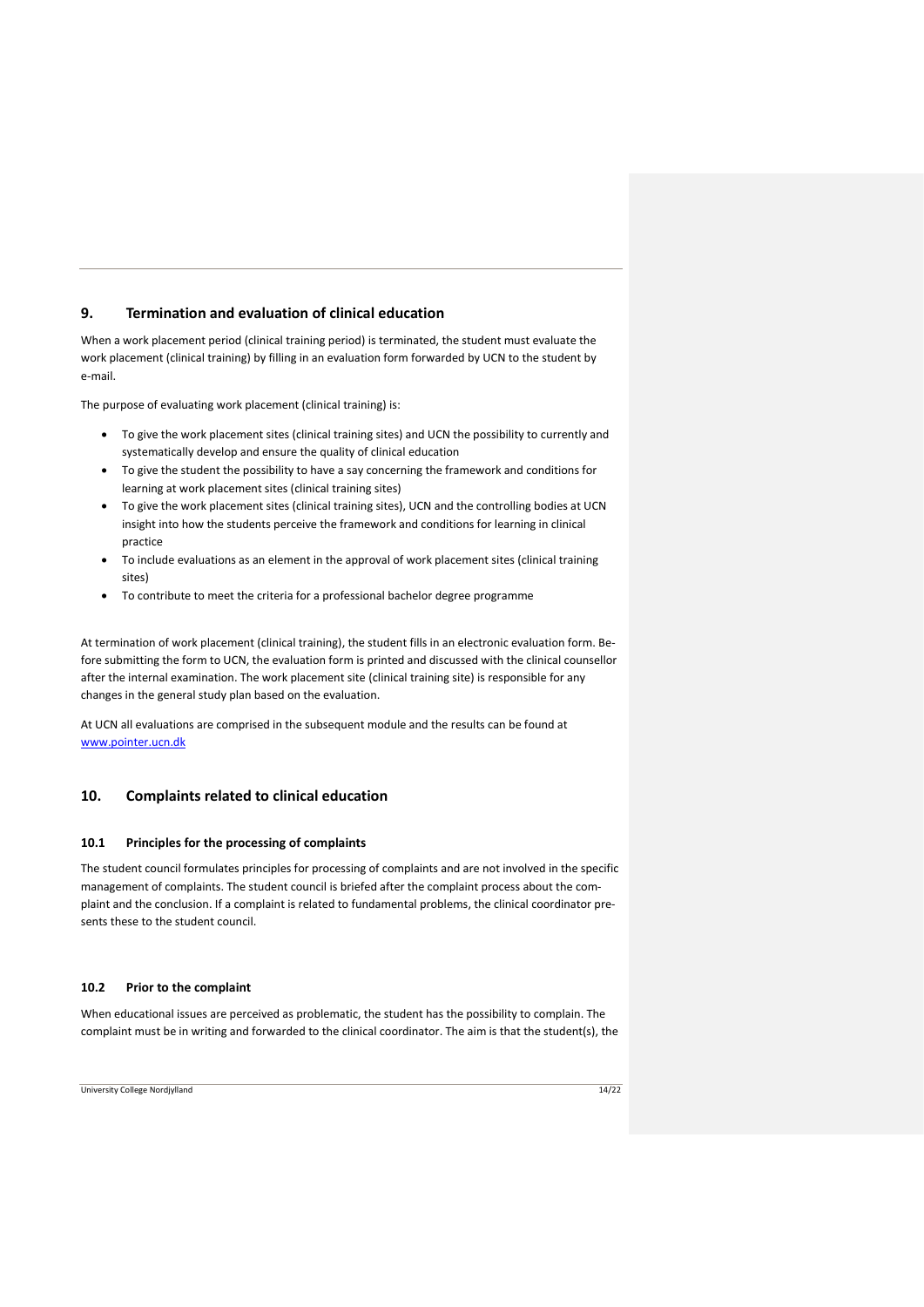## 9. Termination and evaluation of clinical education

When a work placement period (clinical training period) is terminated, the student must evaluate the work placement (clinical training) by filling in an evaluation form forwarded by UCN to the student by e-mail.

The purpose of evaluating work placement (clinical training) is:

- To give the work placement sites (clinical training sites) and UCN the possibility to currently and systematically develop and ensure the quality of clinical education
- To give the student the possibility to have a say concerning the framework and conditions for learning at work placement sites (clinical training sites)
- To give the work placement sites (clinical training sites), UCN and the controlling bodies at UCN insight into how the students perceive the framework and conditions for learning in clinical practice
- To include evaluations as an element in the approval of work placement sites (clinical training sites)
- To contribute to meet the criteria for a professional bachelor degree programme

At termination of work placement (clinical training), the student fills in an electronic evaluation form. Before submitting the form to UCN, the evaluation form is printed and discussed with the clinical counsellor after the internal examination. The work placement site (clinical training site) is responsible for any changes in the general study plan based on the evaluation.

At UCN all evaluations are comprised in the subsequent module and the results can be found at [www.pointer.ucn.dk](http://www.pointer.ucn.dk)

## 10. Complaints related to clinical education

### 10.1 Principles for the processing of complaints

The student council formulates principles for processing of complaints and are not involved in the specific management of complaints. The student council is briefed after the complaint process about the complaint and the conclusion. If a complaint is related to fundamental problems, the clinical coordinator presents these to the student council.

### 10.2 Prior to the complaint

When educational issues are perceived as problematic, the student has the possibility to complain. The complaint must be in writing and forwarded to the clinical coordinator. The aim is that the student(s), the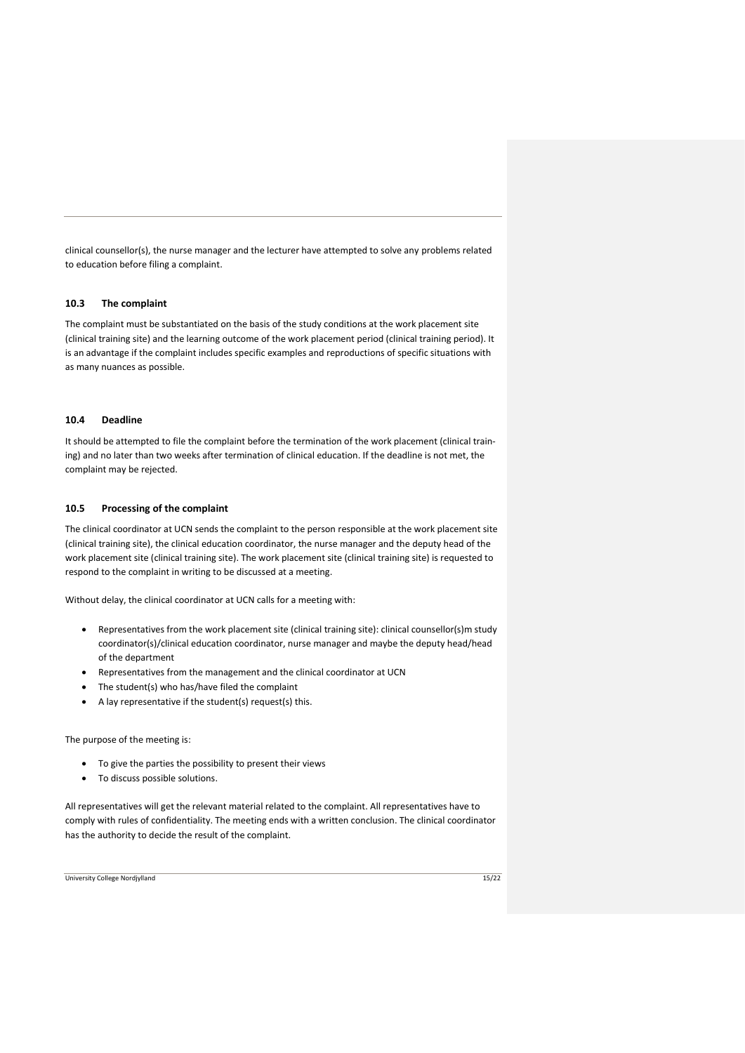clinical counsellor(s), the nurse manager and the lecturer have attempted to solve any problems related to education before filing a complaint.

### 10.3 The complaint

The complaint must be substantiated on the basis of the study conditions at the work placement site (clinical training site) and the learning outcome of the work placement period (clinical training period). It is an advantage if the complaint includes specific examples and reproductions of specific situations with as many nuances as possible.

### 10.4 Deadline

It should be attempted to file the complaint before the termination of the work placement (clinical training) and no later than two weeks after termination of clinical education. If the deadline is not met, the complaint may be rejected.

### 10.5 Processing of the complaint

The clinical coordinator at UCN sends the complaint to the person responsible at the work placement site (clinical training site), the clinical education coordinator, the nurse manager and the deputy head of the work placement site (clinical training site). The work placement site (clinical training site) is requested to respond to the complaint in writing to be discussed at a meeting.

Without delay, the clinical coordinator at UCN calls for a meeting with:

- Representatives from the work placement site (clinical training site): clinical counsellor(s)m study coordinator(s)/clinical education coordinator, nurse manager and maybe the deputy head/head of the department
- Representatives from the management and the clinical coordinator at UCN
- The student(s) who has/have filed the complaint
- A lay representative if the student(s) request(s) this.

The purpose of the meeting is:

- To give the parties the possibility to present their views
- To discuss possible solutions.

All representatives will get the relevant material related to the complaint. All representatives have to comply with rules of confidentiality. The meeting ends with a written conclusion. The clinical coordinator has the authority to decide the result of the complaint.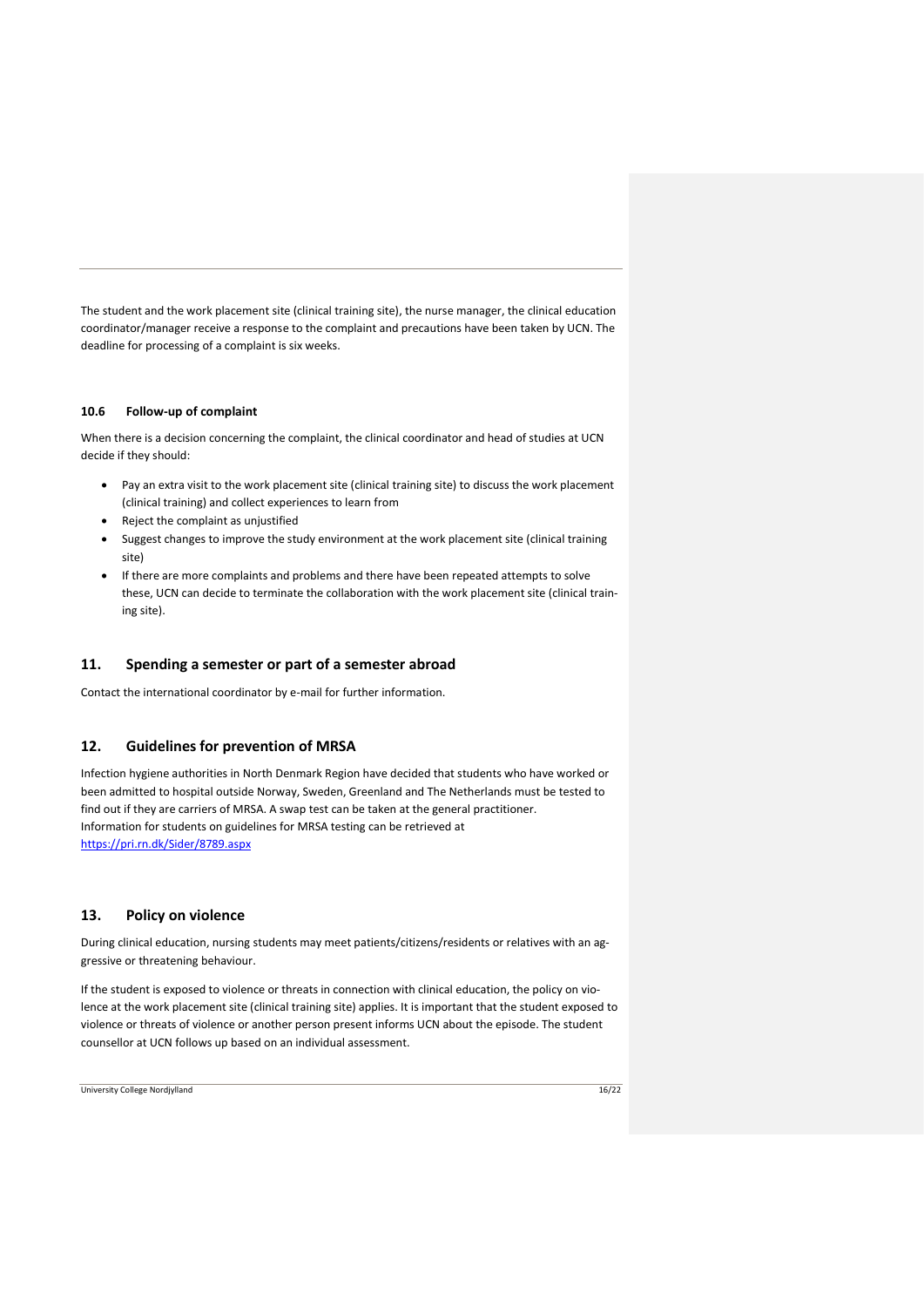The student and the work placement site (clinical training site), the nurse manager, the clinical education coordinator/manager receive a response to the complaint and precautions have been taken by UCN. The deadline for processing of a complaint is six weeks.

### 10.6 Follow-up of complaint

When there is a decision concerning the complaint, the clinical coordinator and head of studies at UCN decide if they should:

- Pay an extra visit to the work placement site (clinical training site) to discuss the work placement (clinical training) and collect experiences to learn from
- Reject the complaint as unjustified
- Suggest changes to improve the study environment at the work placement site (clinical training site)
- If there are more complaints and problems and there have been repeated attempts to solve these, UCN can decide to terminate the collaboration with the work placement site (clinical training site).

## 11. Spending a semester or part of a semester abroad

Contact the international coordinator by e-mail for further information.

## 12. Guidelines for prevention of MRSA

Infection hygiene authorities in North Denmark Region have decided that students who have worked or been admitted to hospital outside Norway, Sweden, Greenland and The Netherlands must be tested to find out if they are carriers of MRSA. A swap test can be taken at the general practitioner.
Information for students on guidelines for MRSA testing can be retrieved at
https://pri.rn.dk/Sider/8789.aspx

## 13. Policy on violence

During clinical education, nursing students may meet patients/citizens/residents or relatives with an aggressive or threatening behaviour.

If the student is exposed to violence or threats in connection with clinical education, the policy on violence at the work placement site (clinical training site) applies. It is important that the student exposed to violence or threats of violence or another person present informs UCN about the episode. The student counsellor at UCN follows up based on an individual assessment.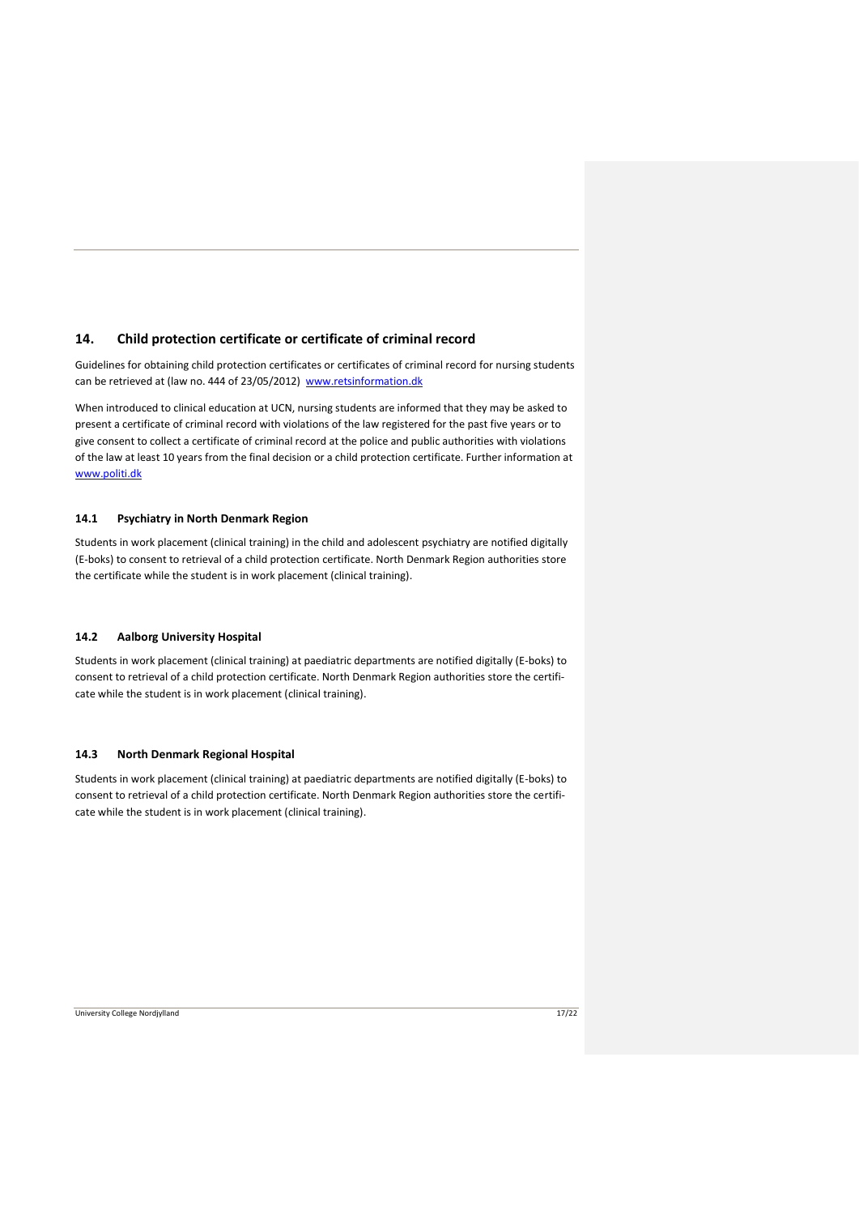## 14. Child protection certificate or certificate of criminal record

Guidelines for obtaining child protection certificates or certificates of criminal record for nursing students can be retrieved at (law no. 444 of 23/05/2012) www.retsinformation.dk

When introduced to clinical education at UCN, nursing students are informed that they may be asked to present a certificate of criminal record with violations of the law registered for the past five years or to give consent to collect a certificate of criminal record at the police and public authorities with violations of the law at least 10 years from the final decision or a child protection certificate. Further information at www.politi.dk

### 14.1 Psychiatry in North Denmark Region

Students in work placement (clinical training) in the child and adolescent psychiatry are notified digitally (E-boks) to consent to retrieval of a child protection certificate. North Denmark Region authorities store the certificate while the student is in work placement (clinical training).

### 14.2 Aalborg University Hospital

Students in work placement (clinical training) at paediatric departments are notified digitally (E-boks) to consent to retrieval of a child protection certificate. North Denmark Region authorities store the certificate while the student is in work placement (clinical training).

### 14.3 North Denmark Regional Hospital

Students in work placement (clinical training) at paediatric departments are notified digitally (E-boks) to consent to retrieval of a child protection certificate. North Denmark Region authorities store the certificate while the student is in work placement (clinical training).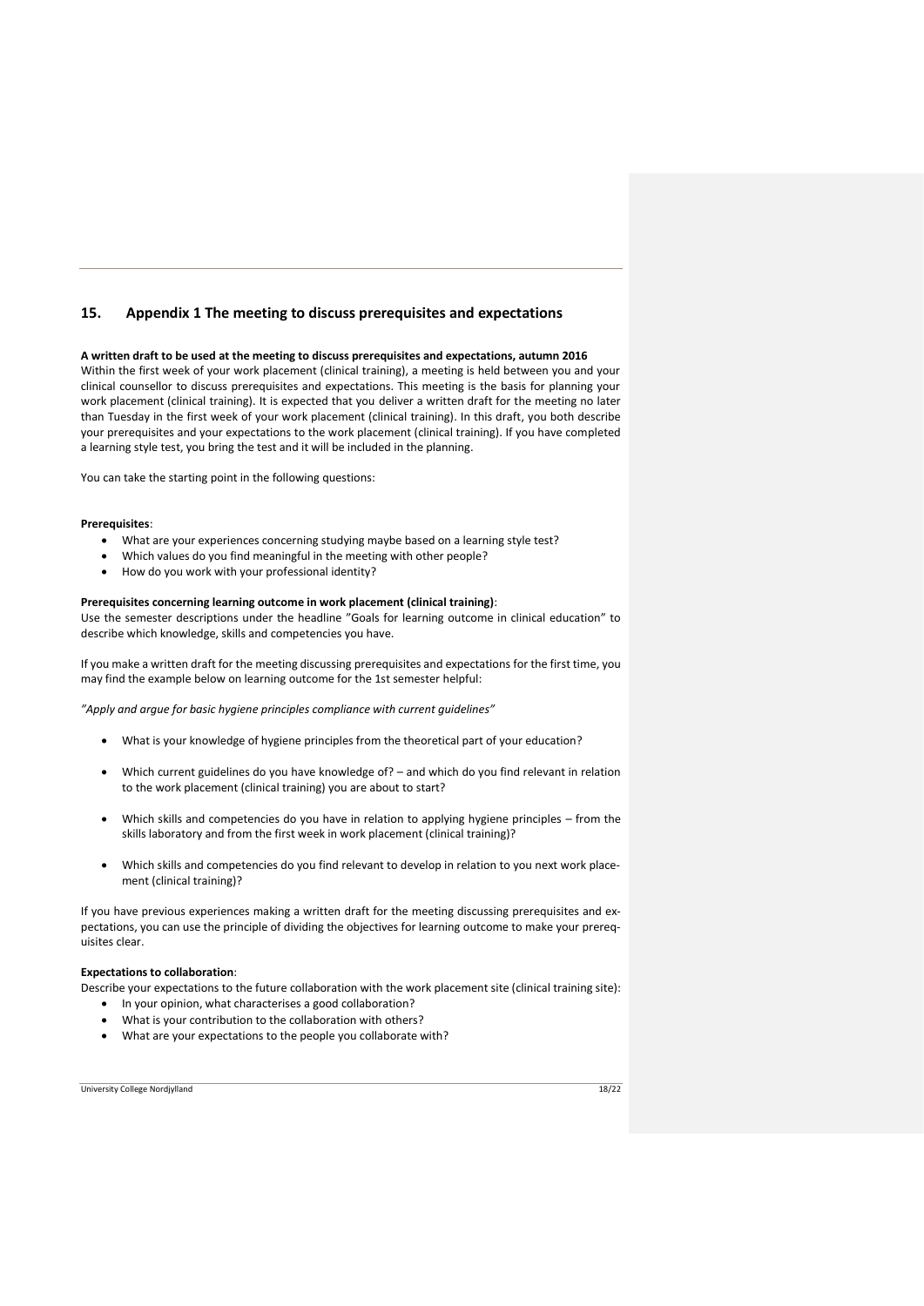## 15. Appendix 1 The meeting to discuss prerequisites and expectations

**A written draft to be used at the meeting to discuss prerequisites and expectations, autumn 2016**

Within the first week of your work placement (clinical training), a meeting is held between you and your clinical counsellor to discuss prerequisites and expectations. This meeting is the basis for planning your work placement (clinical training). It is expected that you deliver a written draft for the meeting no later than Tuesday in the first week of your work placement (clinical training). In this draft, you both describe your prerequisites and your expectations to the work placement (clinical training). If you have completed a learning style test, you bring the test and it will be included in the planning.

You can take the starting point in the following questions:

**Prerequisites**:

- What are your experiences concerning studying maybe based on a learning style test?
- Which values do you find meaningful in the meeting with other people?
- How do you work with your professional identity?

**Prerequisites concerning learning outcome in work placement (clinical training)**:

Use the semester descriptions under the headline "Goals for learning outcome in clinical education" to describe which knowledge, skills and competencies you have.

If you make a written draft for the meeting discussing prerequisites and expectations for the first time, you may find the example below on learning outcome for the 1st semester helpful:

*"Apply and argue for basic hygiene principles compliance with current guidelines"*

- What is your knowledge of hygiene principles from the theoretical part of your education?
- Which current guidelines do you have knowledge of? – and which do you find relevant in relation to the work placement (clinical training) you are about to start?
- Which skills and competencies do you have in relation to applying hygiene principles – from the skills laboratory and from the first week in work placement (clinical training)?
- Which skills and competencies do you find relevant to develop in relation to you next work placement (clinical training)?

If you have previous experiences making a written draft for the meeting discussing prerequisites and expectations, you can use the principle of dividing the objectives for learning outcome to make your prerequisites clear.

**Expectations to collaboration**:

Describe your expectations to the future collaboration with the work placement site (clinical training site):

- In your opinion, what characterises a good collaboration?
- What is your contribution to the collaboration with others?
- What are your expectations to the people you collaborate with?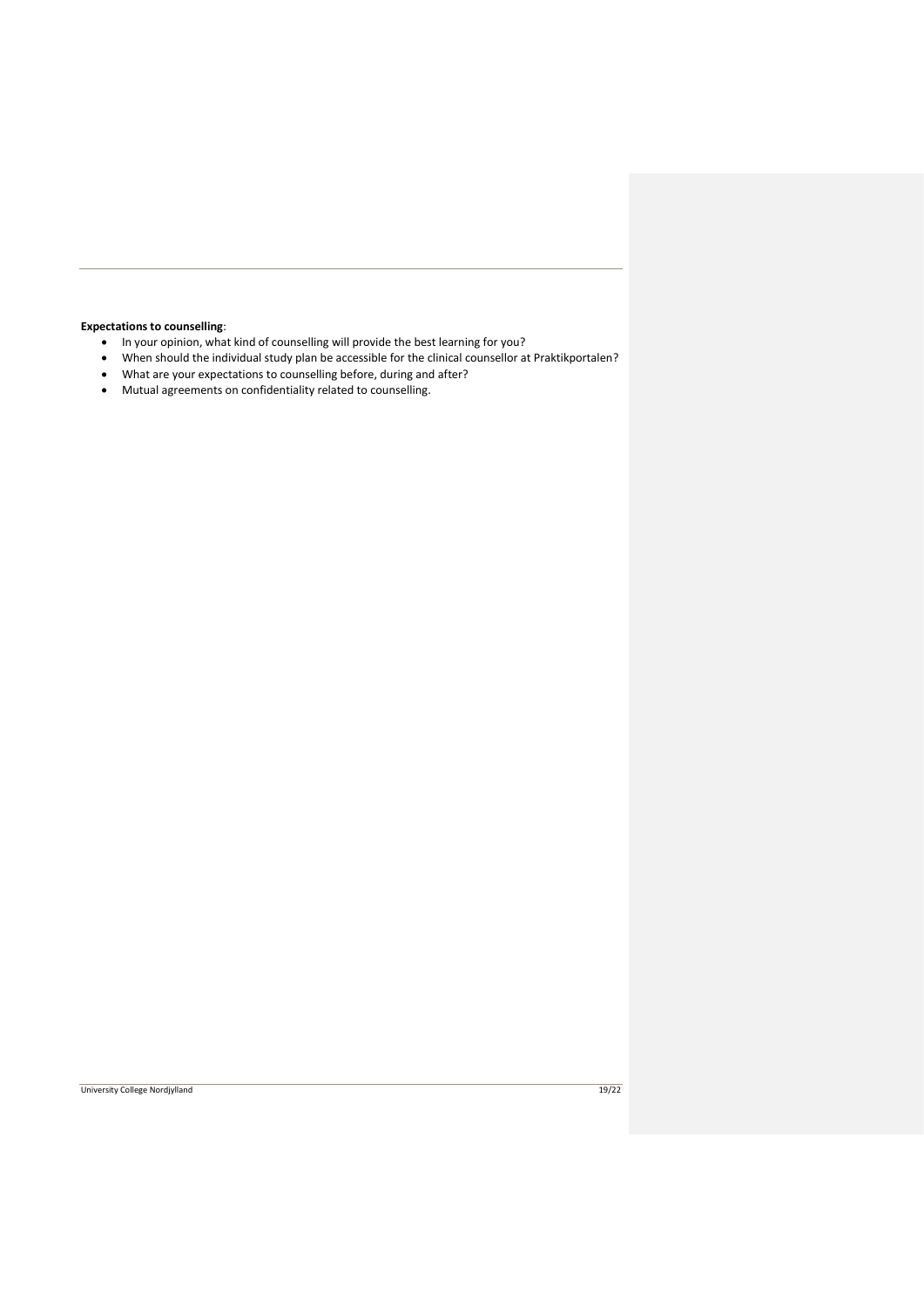**Expectations to counselling**:

- In your opinion, what kind of counselling will provide the best learning for you?
- When should the individual study plan be accessible for the clinical counsellor at Praktikportalen?
- What are your expectations to counselling before, during and after?
- Mutual agreements on confidentiality related to counselling.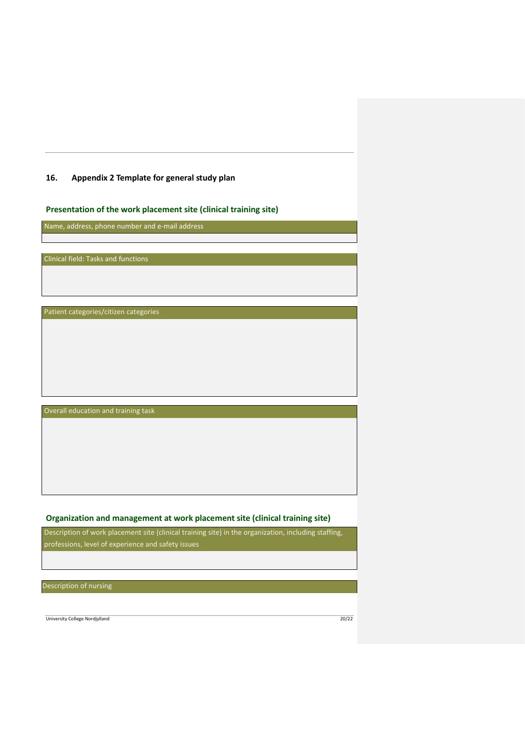## 16. Appendix 2 Template for general study plan

### Presentation of the work placement site (clinical training site)

| Name, address, phone number and e-mail address |
|---|
| |

| Clinical field: Tasks and functions |
|---|
| |

| Patient categories/citizen categories |
|---|
| |

| Overall education and training task |
|---|
| |

### Organization and management at work placement site (clinical training site)

| Description of work placement site (clinical training site) in the organization, including staffing, professions, level of experience and safety issues |
|---|
| |

| Description of nursing |
|---|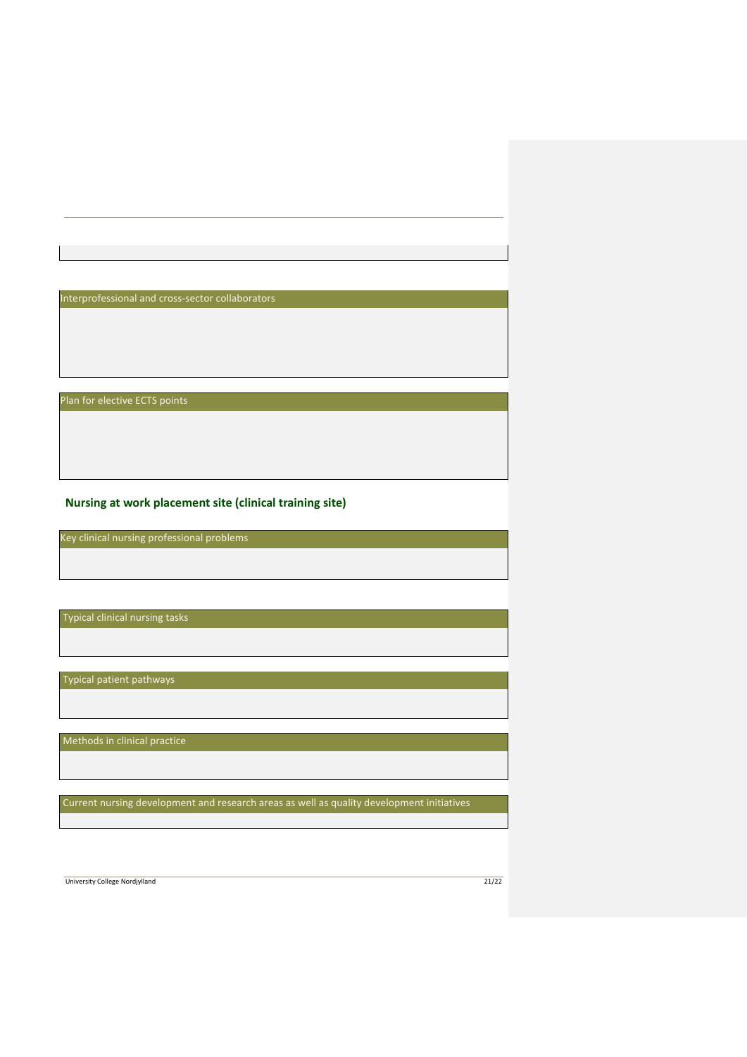| Interprofessional and cross-sector collaborators |
| --- |
| |

| Plan for elective ECTS points |
| --- |
| |

## Nursing at work placement site (clinical training site)

| Key clinical nursing professional problems |
| --- |
| |

| Typical clinical nursing tasks |
| --- |
| |

| Typical patient pathways |
| --- |
| |

| Methods in clinical practice |
| --- |
| |

| Current nursing development and research areas as well as quality development initiatives |
| --- |
| |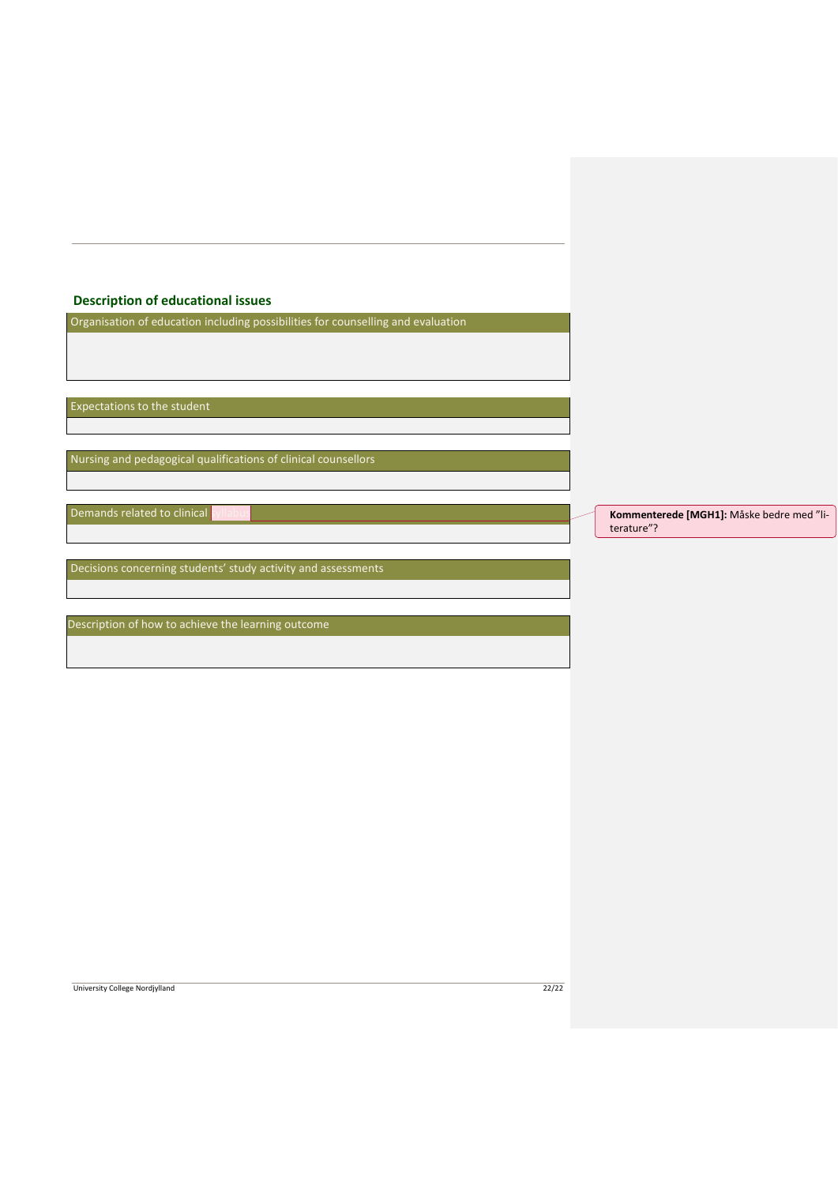## Description of educational issues

| Organisation of education including possibilities for counselling and evaluation |
| --- |
| |

| Expectations to the student |
| --- |
| |

| Nursing and pedagogical qualifications of clinical counsellors |
| --- |
| |

| Demands related to clinical syllabus |
| --- |
| |

**Kommenterede [MGH1]:** Måske bedre med "literature"?

| Decisions concerning students' study activity and assessments |
| --- |
| |

| Description of how to achieve the learning outcome |
| --- |
| |